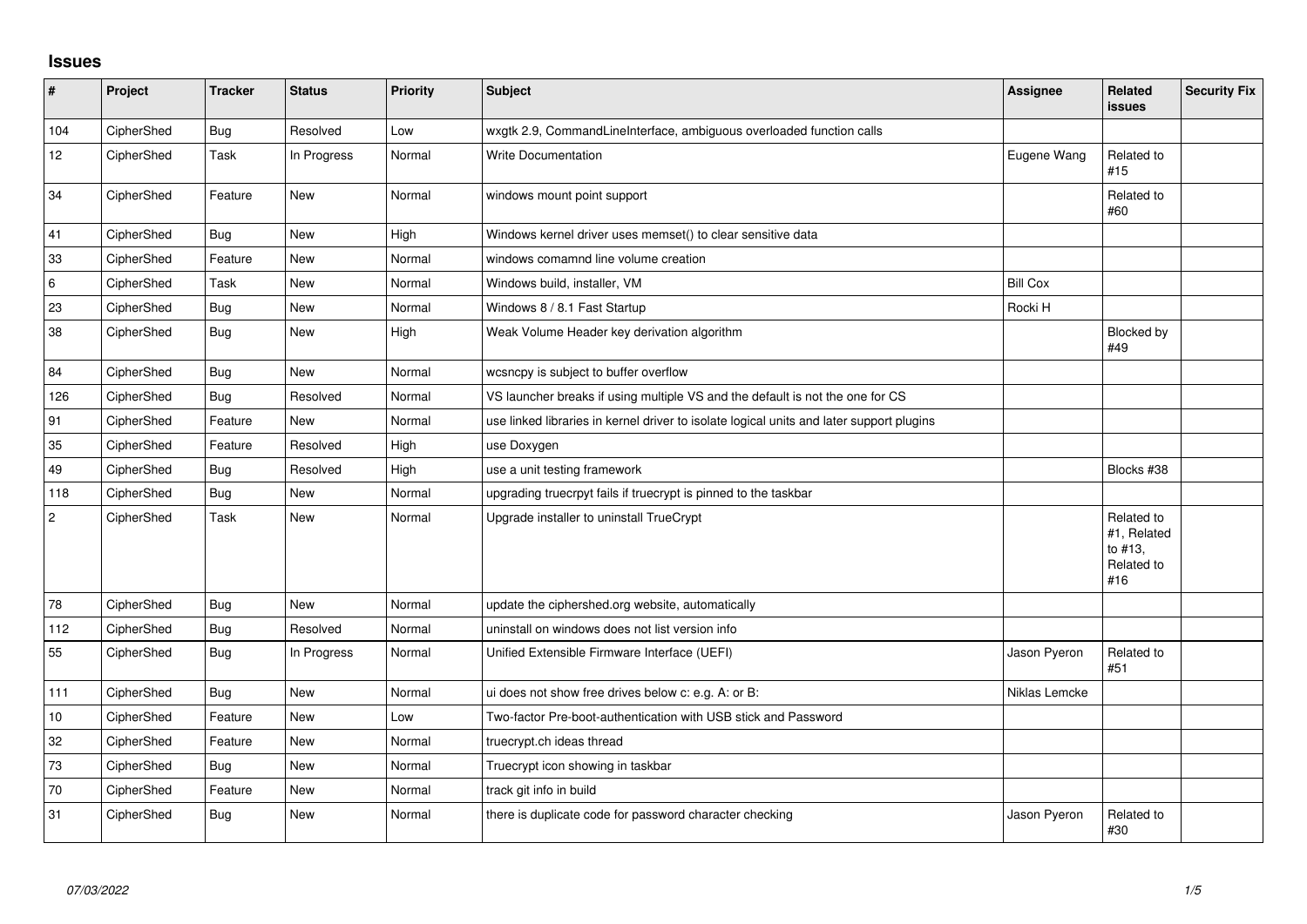# Issues

| # | Project | Tracker | Status | Priority | Subject | Assignee | Related issues | Security Fix |
|---|---|---|---|---|---|---|---|---|
| 104 | CipherShed | Bug | Resolved | Low | wxgtk 2.9, CommandLineInterface, ambiguous overloaded function calls | | | |
| 12 | CipherShed | Task | In Progress | Normal | Write Documentation | Eugene Wang | Related to #15 | |
| 34 | CipherShed | Feature | New | Normal | windows mount point support | | Related to #60 | |
| 41 | CipherShed | Bug | New | High | Windows kernel driver uses memset() to clear sensitive data | | | |
| 33 | CipherShed | Feature | New | Normal | windows comamnd line volume creation | | | |
| 6 | CipherShed | Task | New | Normal | Windows build, installer, VM | Bill Cox | | |
| 23 | CipherShed | Bug | New | Normal | Windows 8 / 8.1 Fast Startup | Rocki H | | |
| 38 | CipherShed | Bug | New | High | Weak Volume Header key derivation algorithm | | Blocked by #49 | |
| 84 | CipherShed | Bug | New | Normal | wcsncpy is subject to buffer overflow | | | |
| 126 | CipherShed | Bug | Resolved | Normal | VS launcher breaks if using multiple VS and the default is not the one for CS | | | |
| 91 | CipherShed | Feature | New | Normal | use linked libraries in kernel driver to isolate logical units and later support plugins | | | |
| 35 | CipherShed | Feature | Resolved | High | use Doxygen | | | |
| 49 | CipherShed | Bug | Resolved | High | use a unit testing framework | | Blocks #38 | |
| 118 | CipherShed | Bug | New | Normal | upgrading truecrpyt fails if truecrypt is pinned to the taskbar | | | |
| 2 | CipherShed | Task | New | Normal | Upgrade installer to uninstall TrueCrypt | | Related to #1, Related to #13, Related to #16 | |
| 78 | CipherShed | Bug | New | Normal | update the ciphershed.org website, automatically | | | |
| 112 | CipherShed | Bug | Resolved | Normal | uninstall on windows does not list version info | | | |
| 55 | CipherShed | Bug | In Progress | Normal | Unified Extensible Firmware Interface (UEFI) | Jason Pyeron | Related to #51 | |
| 111 | CipherShed | Bug | New | Normal | ui does not show free drives below c: e.g. A: or B: | Niklas Lemcke | | |
| 10 | CipherShed | Feature | New | Low | Two-factor Pre-boot-authentication with USB stick and Password | | | |
| 32 | CipherShed | Feature | New | Normal | truecrypt.ch ideas thread | | | |
| 73 | CipherShed | Bug | New | Normal | Truecrypt icon showing in taskbar | | | |
| 70 | CipherShed | Feature | New | Normal | track git info in build | | | |
| 31 | CipherShed | Bug | New | Normal | there is duplicate code for password character checking | Jason Pyeron | Related to #30 | |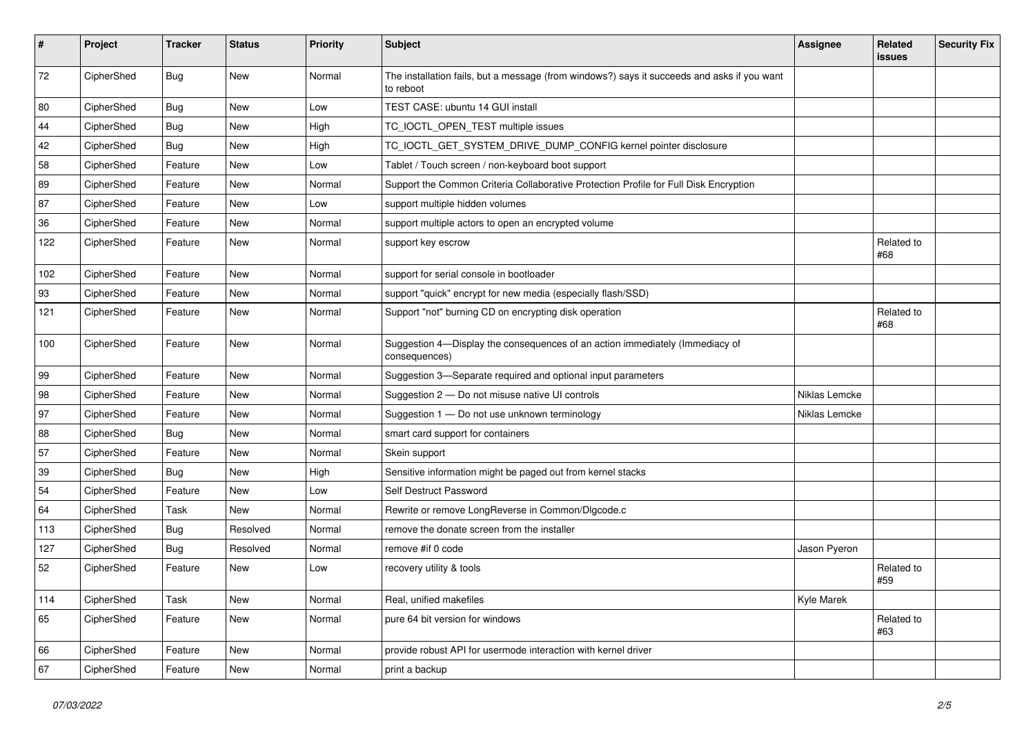| # | Project | Tracker | Status | Priority | Subject | Assignee | Related issues | Security Fix |
|---|---|---|---|---|---|---|---|---|
| 72 | CipherShed | Bug | New | Normal | The installation fails, but a message (from windows?) says it succeeds and asks if you want to reboot | | | |
| 80 | CipherShed | Bug | New | Low | TEST CASE: ubuntu 14 GUI install | | | |
| 44 | CipherShed | Bug | New | High | TC_IOCTL_OPEN_TEST multiple issues | | | |
| 42 | CipherShed | Bug | New | High | TC_IOCTL_GET_SYSTEM_DRIVE_DUMP_CONFIG kernel pointer disclosure | | | |
| 58 | CipherShed | Feature | New | Low | Tablet / Touch screen / non-keyboard boot support | | | |
| 89 | CipherShed | Feature | New | Normal | Support the Common Criteria Collaborative Protection Profile for Full Disk Encryption | | | |
| 87 | CipherShed | Feature | New | Low | support multiple hidden volumes | | | |
| 36 | CipherShed | Feature | New | Normal | support multiple actors to open an encrypted volume | | | |
| 122 | CipherShed | Feature | New | Normal | support key escrow | | Related to #68 | |
| 102 | CipherShed | Feature | New | Normal | support for serial console in bootloader | | | |
| 93 | CipherShed | Feature | New | Normal | support "quick" encrypt for new media (especially flash/SSD) | | | |
| 121 | CipherShed | Feature | New | Normal | Support "not" burning CD on encrypting disk operation | | Related to #68 | |
| 100 | CipherShed | Feature | New | Normal | Suggestion 4—Display the consequences of an action immediately (Immediacy of consequences) | | | |
| 99 | CipherShed | Feature | New | Normal | Suggestion 3—Separate required and optional input parameters | | | |
| 98 | CipherShed | Feature | New | Normal | Suggestion 2 — Do not misuse native UI controls | Niklas Lemcke | | |
| 97 | CipherShed | Feature | New | Normal | Suggestion 1 — Do not use unknown terminology | Niklas Lemcke | | |
| 88 | CipherShed | Bug | New | Normal | smart card support for containers | | | |
| 57 | CipherShed | Feature | New | Normal | Skein support | | | |
| 39 | CipherShed | Bug | New | High | Sensitive information might be paged out from kernel stacks | | | |
| 54 | CipherShed | Feature | New | Low | Self Destruct Password | | | |
| 64 | CipherShed | Task | New | Normal | Rewrite or remove LongReverse in Common/Dlgcode.c | | | |
| 113 | CipherShed | Bug | Resolved | Normal | remove the donate screen from the installer | | | |
| 127 | CipherShed | Bug | Resolved | Normal | remove #if 0 code | Jason Pyeron | | |
| 52 | CipherShed | Feature | New | Low | recovery utility & tools | | Related to #59 | |
| 114 | CipherShed | Task | New | Normal | Real, unified makefiles | Kyle Marek | | |
| 65 | CipherShed | Feature | New | Normal | pure 64 bit version for windows | | Related to #63 | |
| 66 | CipherShed | Feature | New | Normal | provide robust API for usermode interaction with kernel driver | | | |
| 67 | CipherShed | Feature | New | Normal | print a backup | | | |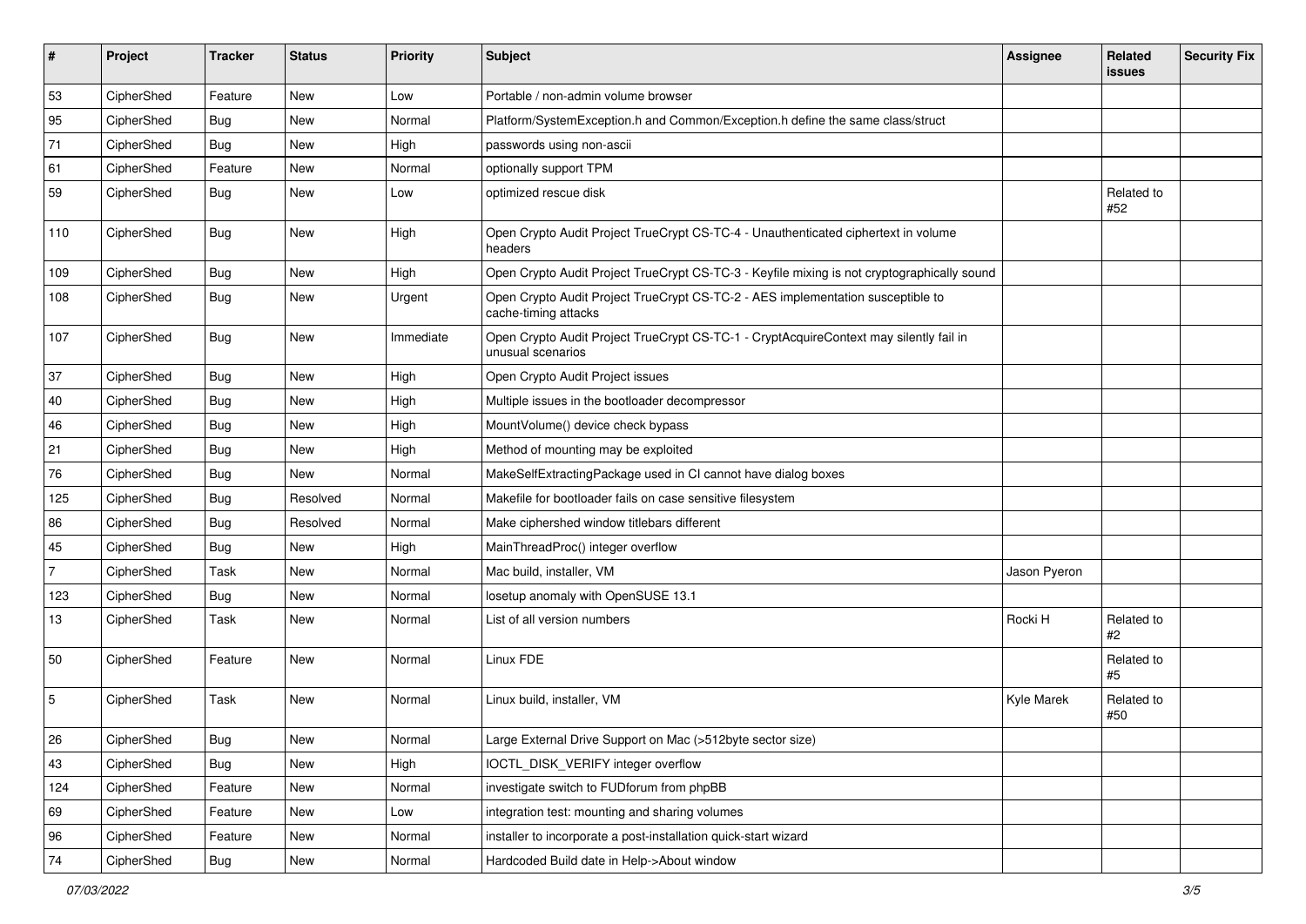| # | Project | Tracker | Status | Priority | Subject | Assignee | Related issues | Security Fix |
|---|---|---|---|---|---|---|---|---|
| 53 | CipherShed | Feature | New | Low | Portable / non-admin volume browser | | | |
| 95 | CipherShed | Bug | New | Normal | Platform/SystemException.h and Common/Exception.h define the same class/struct | | | |
| 71 | CipherShed | Bug | New | High | passwords using non-ascii | | | |
| 61 | CipherShed | Feature | New | Normal | optionally support TPM | | | |
| 59 | CipherShed | Bug | New | Low | optimized rescue disk | | Related to #52 | |
| 110 | CipherShed | Bug | New | High | Open Crypto Audit Project TrueCrypt CS-TC-4 - Unauthenticated ciphertext in volume headers | | | |
| 109 | CipherShed | Bug | New | High | Open Crypto Audit Project TrueCrypt CS-TC-3 - Keyfile mixing is not cryptographically sound | | | |
| 108 | CipherShed | Bug | New | Urgent | Open Crypto Audit Project TrueCrypt CS-TC-2 - AES implementation susceptible to cache-timing attacks | | | |
| 107 | CipherShed | Bug | New | Immediate | Open Crypto Audit Project TrueCrypt CS-TC-1 - CryptAcquireContext may silently fail in unusual scenarios | | | |
| 37 | CipherShed | Bug | New | High | Open Crypto Audit Project issues | | | |
| 40 | CipherShed | Bug | New | High | Multiple issues in the bootloader decompressor | | | |
| 46 | CipherShed | Bug | New | High | MountVolume() device check bypass | | | |
| 21 | CipherShed | Bug | New | High | Method of mounting may be exploited | | | |
| 76 | CipherShed | Bug | New | Normal | MakeSelfExtractingPackage used in CI cannot have dialog boxes | | | |
| 125 | CipherShed | Bug | Resolved | Normal | Makefile for bootloader fails on case sensitive filesystem | | | |
| 86 | CipherShed | Bug | Resolved | Normal | Make ciphershed window titlebars different | | | |
| 45 | CipherShed | Bug | New | High | MainThreadProc() integer overflow | | | |
| 7 | CipherShed | Task | New | Normal | Mac build, installer, VM | Jason Pyeron | | |
| 123 | CipherShed | Bug | New | Normal | losetup anomaly with OpenSUSE 13.1 | | | |
| 13 | CipherShed | Task | New | Normal | List of all version numbers | Rocki H | Related to #2 | |
| 50 | CipherShed | Feature | New | Normal | Linux FDE | | Related to #5 | |
| 5 | CipherShed | Task | New | Normal | Linux build, installer, VM | Kyle Marek | Related to #50 | |
| 26 | CipherShed | Bug | New | Normal | Large External Drive Support on Mac (>512byte sector size) | | | |
| 43 | CipherShed | Bug | New | High | IOCTL_DISK_VERIFY integer overflow | | | |
| 124 | CipherShed | Feature | New | Normal | investigate switch to FUDforum from phpBB | | | |
| 69 | CipherShed | Feature | New | Low | integration test: mounting and sharing volumes | | | |
| 96 | CipherShed | Feature | New | Normal | installer to incorporate a post-installation quick-start wizard | | | |
| 74 | CipherShed | Bug | New | Normal | Hardcoded Build date in Help->About window | | | |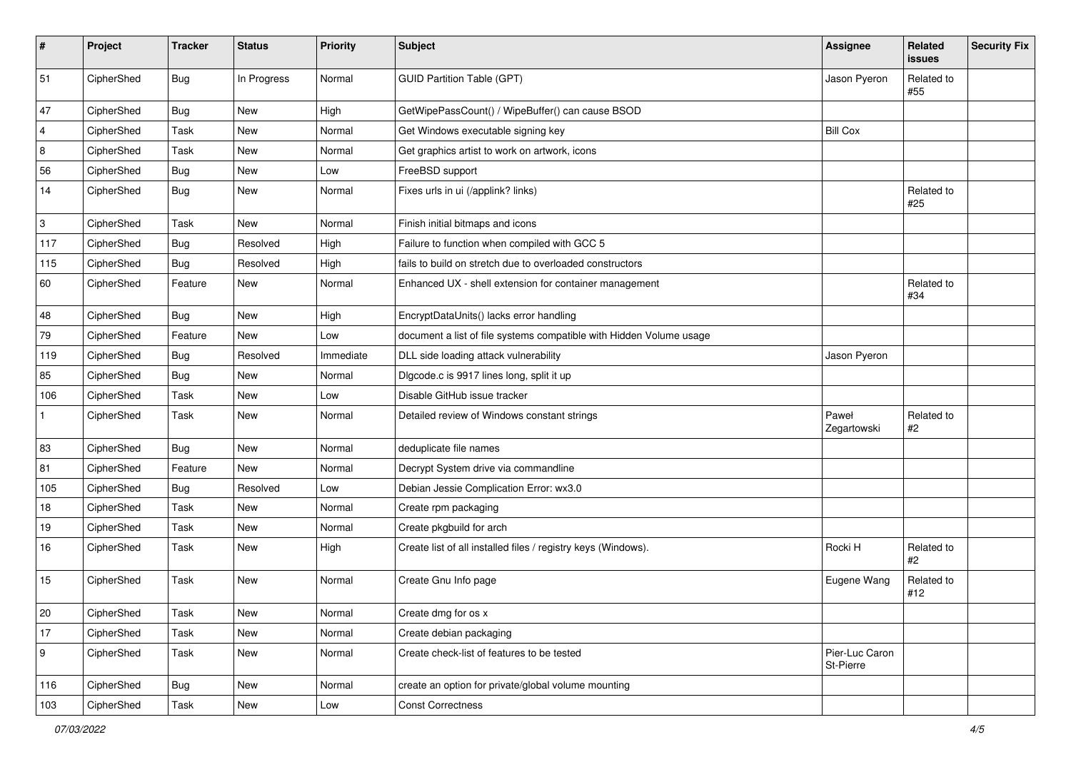| # | Project | Tracker | Status | Priority | Subject | Assignee | Related issues | Security Fix |
|---|---|---|---|---|---|---|---|---|
| 51 | CipherShed | Bug | In Progress | Normal | GUID Partition Table (GPT) | Jason Pyeron | Related to #55 | |
| 47 | CipherShed | Bug | New | High | GetWipePassCount() / WipeBuffer() can cause BSOD | | | |
| 4 | CipherShed | Task | New | Normal | Get Windows executable signing key | Bill Cox | | |
| 8 | CipherShed | Task | New | Normal | Get graphics artist to work on artwork, icons | | | |
| 56 | CipherShed | Bug | New | Low | FreeBSD support | | | |
| 14 | CipherShed | Bug | New | Normal | Fixes urls in ui (/applink? links) | | Related to #25 | |
| 3 | CipherShed | Task | New | Normal | Finish initial bitmaps and icons | | | |
| 117 | CipherShed | Bug | Resolved | High | Failure to function when compiled with GCC 5 | | | |
| 115 | CipherShed | Bug | Resolved | High | fails to build on stretch due to overloaded constructors | | | |
| 60 | CipherShed | Feature | New | Normal | Enhanced UX - shell extension for container management | | Related to #34 | |
| 48 | CipherShed | Bug | New | High | EncryptDataUnits() lacks error handling | | | |
| 79 | CipherShed | Feature | New | Low | document a list of file systems compatible with Hidden Volume usage | | | |
| 119 | CipherShed | Bug | Resolved | Immediate | DLL side loading attack vulnerability | Jason Pyeron | | |
| 85 | CipherShed | Bug | New | Normal | Dlgcode.c is 9917 lines long, split it up | | | |
| 106 | CipherShed | Task | New | Low | Disable GitHub issue tracker | | | |
| 1 | CipherShed | Task | New | Normal | Detailed review of Windows constant strings | Paweł Zegartowski | Related to #2 | |
| 83 | CipherShed | Bug | New | Normal | deduplicate file names | | | |
| 81 | CipherShed | Feature | New | Normal | Decrypt System drive via commandline | | | |
| 105 | CipherShed | Bug | Resolved | Low | Debian Jessie Complication Error: wx3.0 | | | |
| 18 | CipherShed | Task | New | Normal | Create rpm packaging | | | |
| 19 | CipherShed | Task | New | Normal | Create pkgbuild for arch | | | |
| 16 | CipherShed | Task | New | High | Create list of all installed files / registry keys (Windows). | Rocki H | Related to #2 | |
| 15 | CipherShed | Task | New | Normal | Create Gnu Info page | Eugene Wang | Related to #12 | |
| 20 | CipherShed | Task | New | Normal | Create dmg for os x | | | |
| 17 | CipherShed | Task | New | Normal | Create debian packaging | | | |
| 9 | CipherShed | Task | New | Normal | Create check-list of features to be tested | Pier-Luc Caron St-Pierre | | |
| 116 | CipherShed | Bug | New | Normal | create an option for private/global volume mounting | | | |
| 103 | CipherShed | Task | New | Low | Const Correctness | | | |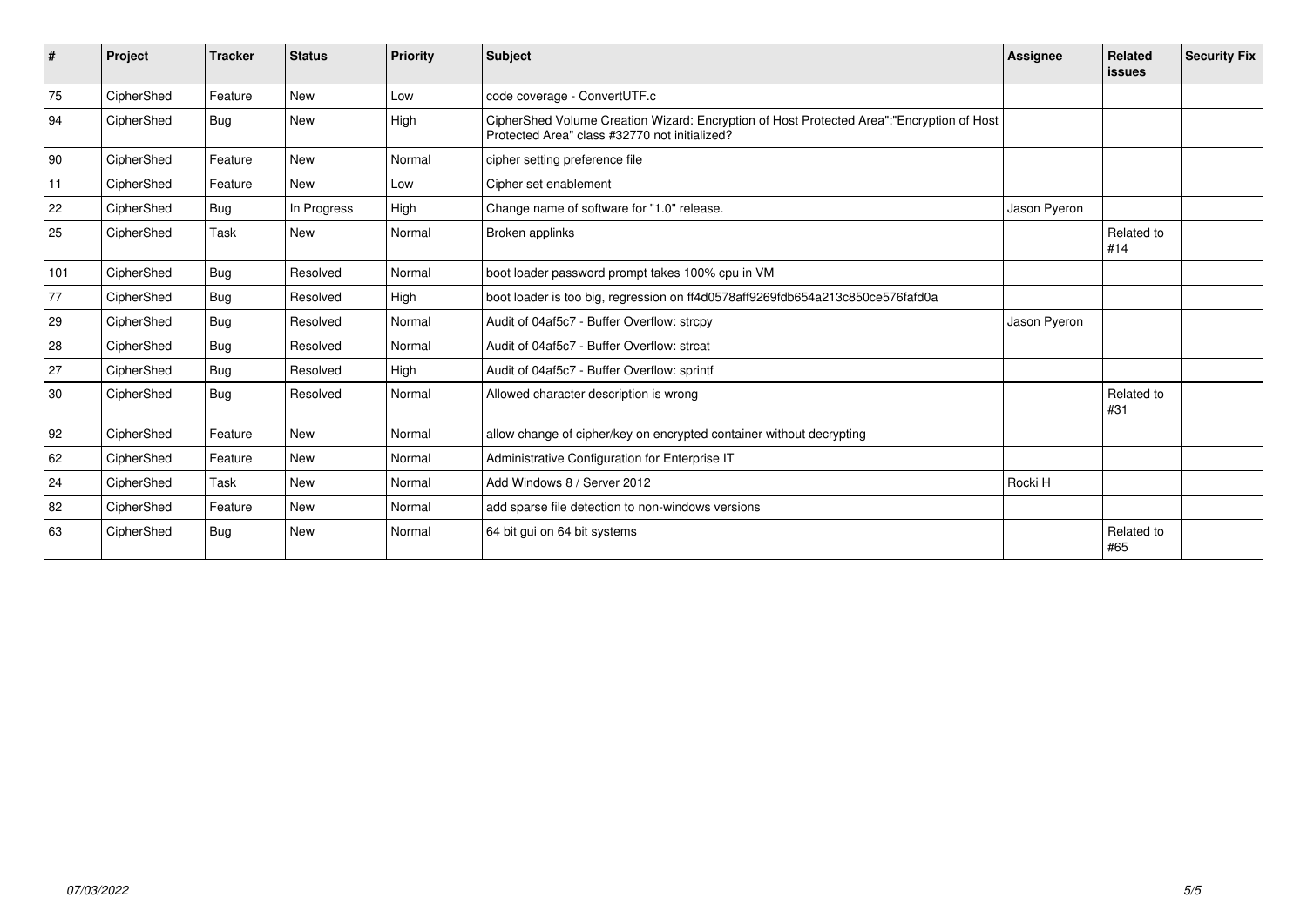| # | Project | Tracker | Status | Priority | Subject | Assignee | Related issues | Security Fix |
|---|---|---|---|---|---|---|---|---|
| 75 | CipherShed | Feature | New | Low | code coverage - ConvertUTF.c | | | |
| 94 | CipherShed | Bug | New | High | CipherShed Volume Creation Wizard: Encryption of Host Protected Area":"Encryption of Host Protected Area" class #32770 not initialized? | | | |
| 90 | CipherShed | Feature | New | Normal | cipher setting preference file | | | |
| 11 | CipherShed | Feature | New | Low | Cipher set enablement | | | |
| 22 | CipherShed | Bug | In Progress | High | Change name of software for "1.0" release. | Jason Pyeron | | |
| 25 | CipherShed | Task | New | Normal | Broken applinks | | Related to #14 | |
| 101 | CipherShed | Bug | Resolved | Normal | boot loader password prompt takes 100% cpu in VM | | | |
| 77 | CipherShed | Bug | Resolved | High | boot loader is too big, regression on ff4d0578aff9269fdb654a213c850ce576fafd0a | | | |
| 29 | CipherShed | Bug | Resolved | Normal | Audit of 04af5c7 - Buffer Overflow: strcpy | Jason Pyeron | | |
| 28 | CipherShed | Bug | Resolved | Normal | Audit of 04af5c7 - Buffer Overflow: strcat | | | |
| 27 | CipherShed | Bug | Resolved | High | Audit of 04af5c7 - Buffer Overflow: sprintf | | | |
| 30 | CipherShed | Bug | Resolved | Normal | Allowed character description is wrong | | Related to #31 | |
| 92 | CipherShed | Feature | New | Normal | allow change of cipher/key on encrypted container without decrypting | | | |
| 62 | CipherShed | Feature | New | Normal | Administrative Configuration for Enterprise IT | | | |
| 24 | CipherShed | Task | New | Normal | Add Windows 8 / Server 2012 | Rocki H | | |
| 82 | CipherShed | Feature | New | Normal | add sparse file detection to non-windows versions | | | |
| 63 | CipherShed | Bug | New | Normal | 64 bit gui on 64 bit systems | | Related to #65 | |